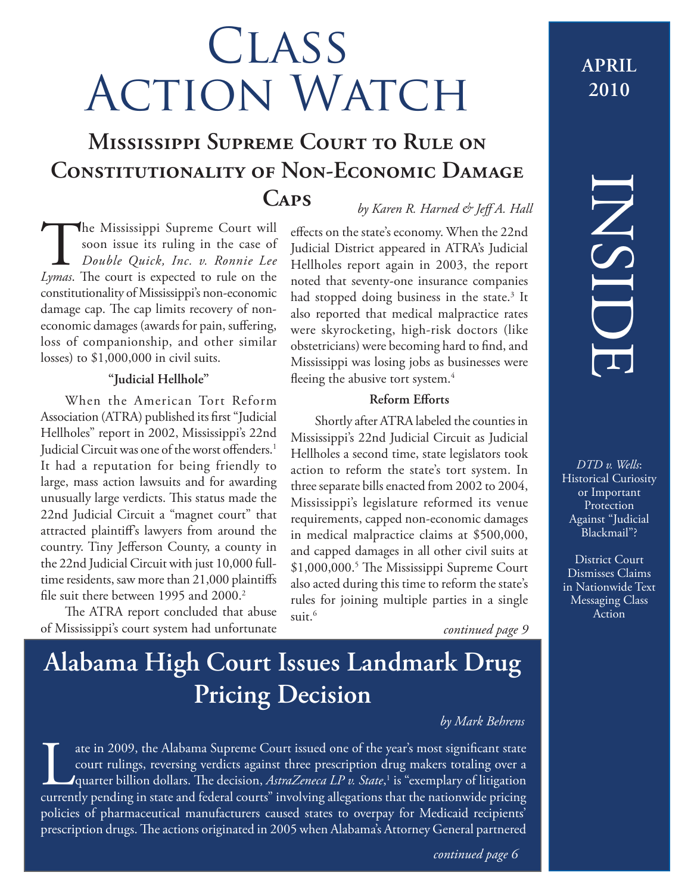# Class Action Watch

**APRIL 2010**

## Mississippi Supreme Court to Rule on Constitutionality of Non-Economic Damage Caps

*by Karen R. Harned & Jeff A. Hall*

The Mississippi Supreme Court will soon issue its ruling in the case of *Double Quick, Inc. v. Ronnie Lee Lymas*. The court is expected to rule on the constitutionality of Mississippi's non-economic damage cap. The cap limits recovery of non-economic damages (awards for pain, suffering, loss of companionship, and other similar losses) to $1,000,000 in civil suits.

### "Judicial Hellhole"

When the American Tort Reform Association (ATRA) published its first "Judicial Hellholes" report in 2002, Mississippi's 22nd Judicial Circuit was one of the worst offenders.[1] It had a reputation for being friendly to large, mass action lawsuits and for awarding unusually large verdicts. This status made the 22nd Judicial Circuit a "magnet court" that attracted plaintiff's lawyers from around the country. Tiny Jefferson County, a county in the 22nd Judicial Circuit with just 10,000 full-time residents, saw more than 21,000 plaintiffs file suit there between 1995 and 2000.[2]

The ATRA report concluded that abuse of Mississippi's court system had unfortunate effects on the state's economy. When the 22nd Judicial District appeared in ATRA's Judicial Hellholes report again in 2003, the report noted that seventy-one insurance companies had stopped doing business in the state.[3] It also reported that medical malpractice rates were skyrocketing, high-risk doctors (like obstetricians) were becoming hard to find, and Mississippi was losing jobs as businesses were fleeing the abusive tort system.[4]

### Reform Efforts

Shortly after ATRA labeled the counties in Mississippi's 22nd Judicial Circuit as Judicial Hellholes a second time, state legislators took action to reform the state's tort system. In three separate bills enacted from 2002 to 2004, Mississippi's legislature reformed its venue requirements, capped non-economic damages in medical malpractice claims at $500,000, and capped damages in all other civil suits at $1,000,000.[5] The Mississippi Supreme Court also acted during this time to reform the state's rules for joining multiple parties in a single suit.[6]

*continued page 9*

## Alabama High Court Issues Landmark Drug Pricing Decision

*by Mark Behrens*

Late in 2009, the Alabama Supreme Court issued one of the year's most significant state court rulings, reversing verdicts against three prescription drug makers totaling over a quarter billion dollars. The decision, *AstraZeneca LP v. State*,[1] is "exemplary of litigation currently pending in state and federal courts" involving allegations that the nationwide pricing policies of pharmaceutical manufacturers caused states to overpay for Medicaid recipients' prescription drugs. The actions originated in 2005 when Alabama's Attorney General partnered

*continued page 6*

## INSIDE

*DTD v. Wells*: Historical Curiosity or Important Protection Against "Judicial Blackmail"?

District Court Dismisses Claims in Nationwide Text Messaging Class Action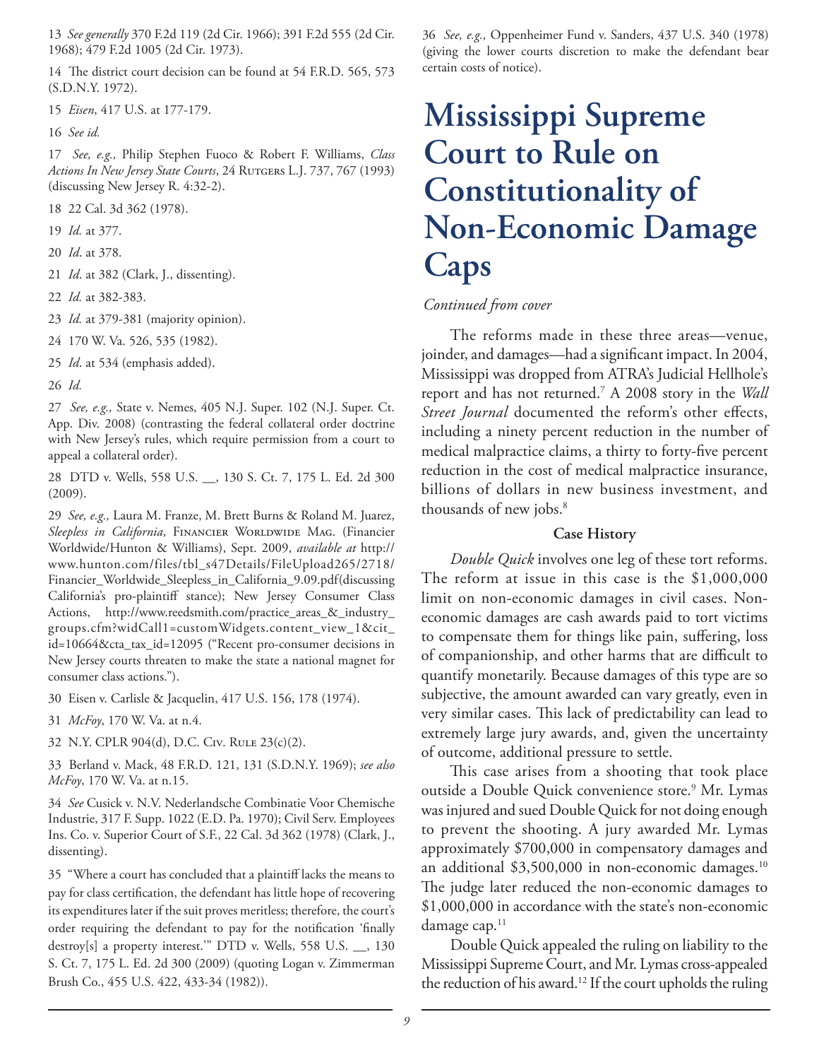13 *See generally* 370 F.2d 119 (2d Cir. 1966); 391 F.2d 555 (2d Cir. 1968); 479 F.2d 1005 (2d Cir. 1973).

14 The district court decision can be found at 54 F.R.D. 565, 573 (S.D.N.Y. 1972).

15 *Eisen*, 417 U.S. at 177-179.

16 *See id.*

17 *See, e.g.,* Philip Stephen Fuoco & Robert F. Williams, *Class Actions In New Jersey State Courts*, 24 Rutgers L.J. 737, 767 (1993) (discussing New Jersey R. 4:32-2).

18 22 Cal. 3d 362 (1978).

19 *Id.* at 377.

20 *Id*. at 378.

21 *Id*. at 382 (Clark, J., dissenting).

22 *Id.* at 382-383.

23 *Id.* at 379-381 (majority opinion).

24 170 W. Va. 526, 535 (1982).

25 *Id*. at 534 (emphasis added).

26 *Id.*

27 *See, e.g.,* State v. Nemes, 405 N.J. Super. 102 (N.J. Super. Ct. App. Div. 2008) (contrasting the federal collateral order doctrine with New Jersey's rules, which require permission from a court to appeal a collateral order).

28 DTD v. Wells, 558 U.S. __, 130 S. Ct. 7, 175 L. Ed. 2d 300 (2009).

29 *See, e.g.,* Laura M. Franze, M. Brett Burns & Roland M. Juarez, *Sleepless in California*, Financier Worldwide Mag. (Financier Worldwide/Hunton & Williams), Sept. 2009, *available at* http://www.hunton.com/files/tbl_s47Details/FileUpload265/2718/Financier_Worldwide_Sleepless_in_California_9.09.pdf(discussing California's pro-plaintiff stance); New Jersey Consumer Class Actions, http://www.reedsmith.com/practice_areas_&_industry_groups.cfm?widCall1=customWidgets.content_view_1&cit_id=10664&cta_tax_id=12095 ("Recent pro-consumer decisions in New Jersey courts threaten to make the state a national magnet for consumer class actions.").

30 Eisen v. Carlisle & Jacquelin, 417 U.S. 156, 178 (1974).

31 *McFoy*, 170 W. Va. at n.4.

32 N.Y. CPLR 904(d), D.C. Civ. Rule 23(c)(2).

33 Berland v. Mack, 48 F.R.D. 121, 131 (S.D.N.Y. 1969); *see also McFoy*, 170 W. Va. at n.15.

34 *See* Cusick v. N.V. Nederlandsche Combinatie Voor Chemische Industrie, 317 F. Supp. 1022 (E.D. Pa. 1970); Civil Serv. Employees Ins. Co. v. Superior Court of S.F., 22 Cal. 3d 362 (1978) (Clark, J., dissenting).

35 "Where a court has concluded that a plaintiff lacks the means to pay for class certification, the defendant has little hope of recovering its expenditures later if the suit proves meritless; therefore, the court's order requiring the defendant to pay for the notification 'finally destroy[s] a property interest.'" DTD v. Wells, 558 U.S. __, 130 S. Ct. 7, 175 L. Ed. 2d 300 (2009) (quoting Logan v. Zimmerman Brush Co., 455 U.S. 422, 433-34 (1982)).

36 *See, e.g.,* Oppenheimer Fund v. Sanders, 437 U.S. 340 (1978) (giving the lower courts discretion to make the defendant bear certain costs of notice).

# Mississippi Supreme Court to Rule on Constitutionality of Non-Economic Damage Caps

*Continued from cover*

The reforms made in these three areas—venue, joinder, and damages—had a significant impact. In 2004, Mississippi was dropped from ATRA's Judicial Hellhole's report and has not returned.[7] A 2008 story in the *Wall Street Journal* documented the reform's other effects, including a ninety percent reduction in the number of medical malpractice claims, a thirty to forty-five percent reduction in the cost of medical malpractice insurance, billions of dollars in new business investment, and thousands of new jobs.[8]

**Case History**

*Double Quick* involves one leg of these tort reforms. The reform at issue in this case is the $1,000,000 limit on non-economic damages in civil cases. Non-economic damages are cash awards paid to tort victims to compensate them for things like pain, suffering, loss of companionship, and other harms that are difficult to quantify monetarily. Because damages of this type are so subjective, the amount awarded can vary greatly, even in very similar cases. This lack of predictability can lead to extremely large jury awards, and, given the uncertainty of outcome, additional pressure to settle.

This case arises from a shooting that took place outside a Double Quick convenience store.[9] Mr. Lymas was injured and sued Double Quick for not doing enough to prevent the shooting. A jury awarded Mr. Lymas approximately $700,000 in compensatory damages and an additional $3,500,000 in non-economic damages.[10] The judge later reduced the non-economic damages to $1,000,000 in accordance with the state's non-economic damage cap.[11]

Double Quick appealed the ruling on liability to the Mississippi Supreme Court, and Mr. Lymas cross-appealed the reduction of his award.[12] If the court upholds the ruling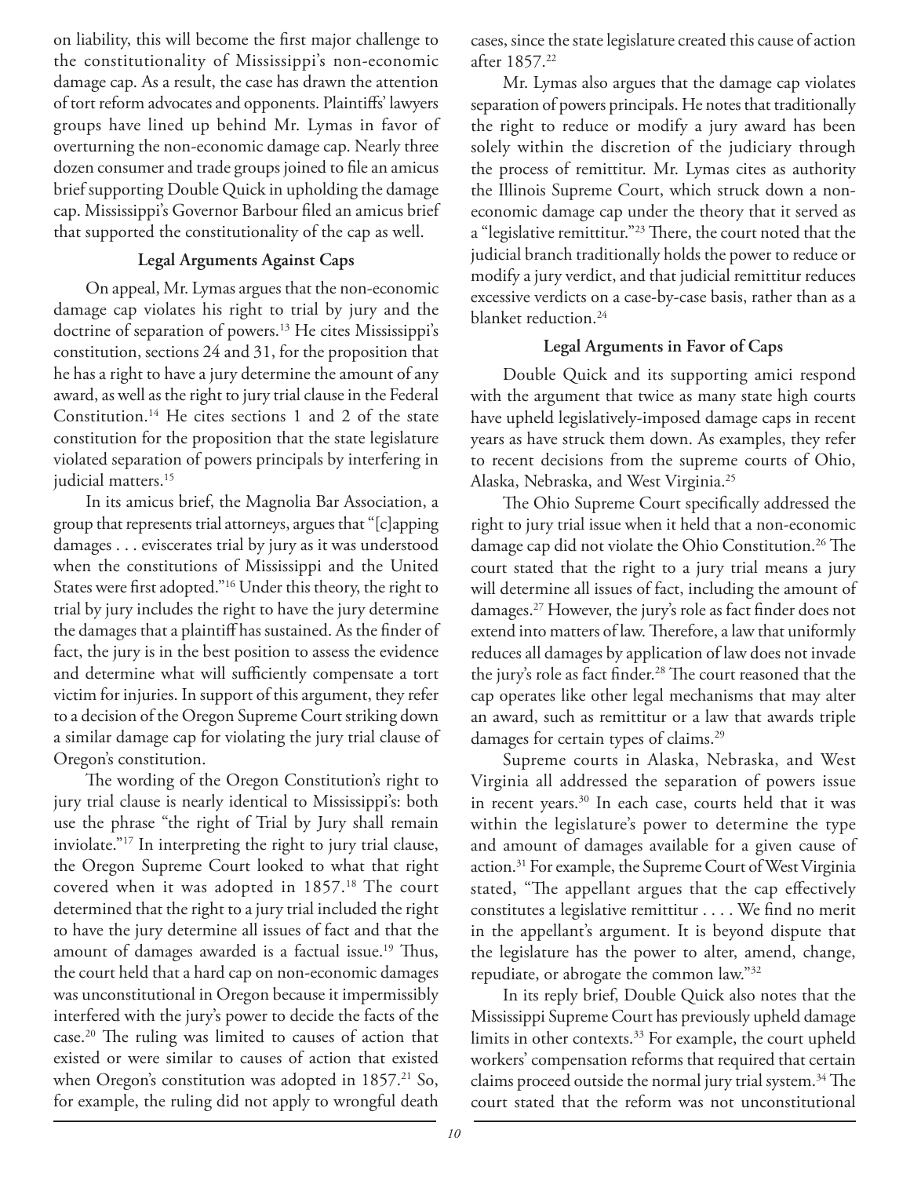on liability, this will become the first major challenge to the constitutionality of Mississippi's non-economic damage cap. As a result, the case has drawn the attention of tort reform advocates and opponents. Plaintiffs' lawyers groups have lined up behind Mr. Lymas in favor of overturning the non-economic damage cap. Nearly three dozen consumer and trade groups joined to file an amicus brief supporting Double Quick in upholding the damage cap. Mississippi's Governor Barbour filed an amicus brief that supported the constitutionality of the cap as well.

### Legal Arguments Against Caps

On appeal, Mr. Lymas argues that the non-economic damage cap violates his right to trial by jury and the doctrine of separation of powers.[13] He cites Mississippi's constitution, sections 24 and 31, for the proposition that he has a right to have a jury determine the amount of any award, as well as the right to jury trial clause in the Federal Constitution.[14] He cites sections 1 and 2 of the state constitution for the proposition that the state legislature violated separation of powers principals by interfering in judicial matters.[15]

In its amicus brief, the Magnolia Bar Association, a group that represents trial attorneys, argues that "[c]apping damages . . . eviscerates trial by jury as it was understood when the constitutions of Mississippi and the United States were first adopted."[16] Under this theory, the right to trial by jury includes the right to have the jury determine the damages that a plaintiff has sustained. As the finder of fact, the jury is in the best position to assess the evidence and determine what will sufficiently compensate a tort victim for injuries. In support of this argument, they refer to a decision of the Oregon Supreme Court striking down a similar damage cap for violating the jury trial clause of Oregon's constitution.

The wording of the Oregon Constitution's right to jury trial clause is nearly identical to Mississippi's: both use the phrase "the right of Trial by Jury shall remain inviolate."[17] In interpreting the right to jury trial clause, the Oregon Supreme Court looked to what that right covered when it was adopted in 1857.[18] The court determined that the right to a jury trial included the right to have the jury determine all issues of fact and that the amount of damages awarded is a factual issue.[19] Thus, the court held that a hard cap on non-economic damages was unconstitutional in Oregon because it impermissibly interfered with the jury's power to decide the facts of the case.[20] The ruling was limited to causes of action that existed or were similar to causes of action that existed when Oregon's constitution was adopted in 1857.[21] So, for example, the ruling did not apply to wrongful death cases, since the state legislature created this cause of action after 1857.[22]

Mr. Lymas also argues that the damage cap violates separation of powers principals. He notes that traditionally the right to reduce or modify a jury award has been solely within the discretion of the judiciary through the process of remittitur. Mr. Lymas cites as authority the Illinois Supreme Court, which struck down a non-economic damage cap under the theory that it served as a "legislative remittitur."[23] There, the court noted that the judicial branch traditionally holds the power to reduce or modify a jury verdict, and that judicial remittitur reduces excessive verdicts on a case-by-case basis, rather than as a blanket reduction.[24]

### Legal Arguments in Favor of Caps

Double Quick and its supporting amici respond with the argument that twice as many state high courts have upheld legislatively-imposed damage caps in recent years as have struck them down. As examples, they refer to recent decisions from the supreme courts of Ohio, Alaska, Nebraska, and West Virginia.[25]

The Ohio Supreme Court specifically addressed the right to jury trial issue when it held that a non-economic damage cap did not violate the Ohio Constitution.[26] The court stated that the right to a jury trial means a jury will determine all issues of fact, including the amount of damages.[27] However, the jury's role as fact finder does not extend into matters of law. Therefore, a law that uniformly reduces all damages by application of law does not invade the jury's role as fact finder.[28] The court reasoned that the cap operates like other legal mechanisms that may alter an award, such as remittitur or a law that awards triple damages for certain types of claims.[29]

Supreme courts in Alaska, Nebraska, and West Virginia all addressed the separation of powers issue in recent years.[30] In each case, courts held that it was within the legislature's power to determine the type and amount of damages available for a given cause of action.[31] For example, the Supreme Court of West Virginia stated, "The appellant argues that the cap effectively constitutes a legislative remittitur . . . . We find no merit in the appellant's argument. It is beyond dispute that the legislature has the power to alter, amend, change, repudiate, or abrogate the common law."[32]

In its reply brief, Double Quick also notes that the Mississippi Supreme Court has previously upheld damage limits in other contexts.[33] For example, the court upheld workers' compensation reforms that required that certain claims proceed outside the normal jury trial system.[34] The court stated that the reform was not unconstitutional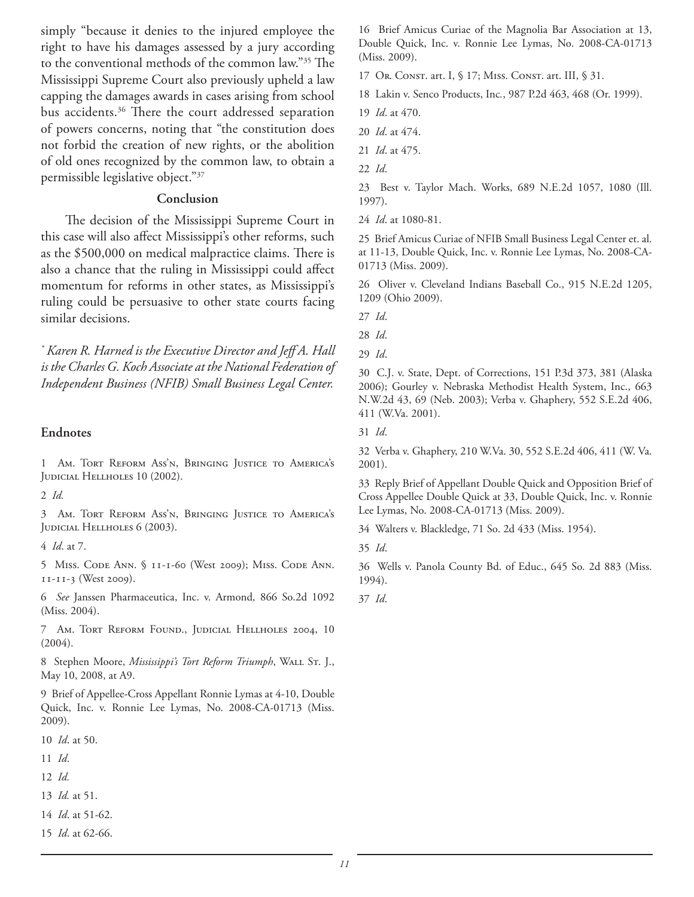simply "because it denies to the injured employee the right to have his damages assessed by a jury according to the conventional methods of the common law."[35] The Mississippi Supreme Court also previously upheld a law capping the damages awards in cases arising from school bus accidents.[36] There the court addressed separation of powers concerns, noting that "the constitution does not forbid the creation of new rights, or the abolition of old ones recognized by the common law, to obtain a permissible legislative object."[37]

## Conclusion

The decision of the Mississippi Supreme Court in this case will also affect Mississippi's other reforms, such as the $500,000 on medical malpractice claims. There is also a chance that the ruling in Mississippi could affect momentum for reforms in other states, as Mississippi's ruling could be persuasive to other state courts facing similar decisions.

\* *Karen R. Harned is the Executive Director and Jeff A. Hall is the Charles G. Koch Associate at the National Federation of Independent Business (NFIB) Small Business Legal Center.*

### Endnotes

1 Am. Tort Reform Ass'n, Bringing Justice to America's Judicial Hellholes 10 (2002).

2 *Id.*

3 Am. Tort Reform Ass'n, Bringing Justice to America's Judicial Hellholes 6 (2003).

4 *Id*. at 7.

5 Miss. Code Ann. § 11-1-60 (West 2009); Miss. Code Ann. 11-11-3 (West 2009).

6 *See* Janssen Pharmaceutica, Inc. v. Armond*,* 866 So.2d 1092 (Miss. 2004).

7 Am. Tort Reform Found., Judicial Hellholes 2004, 10 (2004).

8 Stephen Moore, *Mississippi's Tort Reform Triumph*, Wall St. J., May 10, 2008, at A9.

9 Brief of Appellee-Cross Appellant Ronnie Lymas at 4-10, Double Quick, Inc. v. Ronnie Lee Lymas, No. 2008-CA-01713 (Miss. 2009).

10 *Id*. at 50.

11 *Id*.

12 *Id.*

13 *Id.* at 51.

14 *Id*. at 51-62.

15 *Id*. at 62-66.

16 Brief Amicus Curiae of the Magnolia Bar Association at 13, Double Quick, Inc. v. Ronnie Lee Lymas, No. 2008-CA-01713 (Miss. 2009).

17 Or. Const. art. I, § 17; Miss. Const. art. III, § 31.

18 Lakin v. Senco Products, Inc., 987 P.2d 463, 468 (Or. 1999).

19 *Id*. at 470.

20 *Id*. at 474.

21 *Id*. at 475.

22 *Id*.

23 Best v. Taylor Mach. Works, 689 N.E.2d 1057, 1080 (Ill. 1997).

24 *Id*. at 1080-81.

25 Brief Amicus Curiae of NFIB Small Business Legal Center et. al. at 11-13, Double Quick, Inc. v. Ronnie Lee Lymas, No. 2008-CA-01713 (Miss. 2009).

26 Oliver v. Cleveland Indians Baseball Co., 915 N.E.2d 1205, 1209 (Ohio 2009).

27 *Id*.

28 *Id*.

29 *Id*.

30 C.J. v. State, Dept. of Corrections, 151 P.3d 373, 381 (Alaska 2006); Gourley v. Nebraska Methodist Health System, Inc., 663 N.W.2d 43, 69 (Neb. 2003); Verba v. Ghaphery, 552 S.E.2d 406, 411 (W.Va. 2001).

31 *Id*.

32 Verba v. Ghaphery, 210 W.Va. 30, 552 S.E.2d 406, 411 (W. Va. 2001).

33 Reply Brief of Appellant Double Quick and Opposition Brief of Cross Appellee Double Quick at 33, Double Quick, Inc. v. Ronnie Lee Lymas, No. 2008-CA-01713 (Miss. 2009).

34 Walters v. Blackledge, 71 So. 2d 433 (Miss. 1954).

35 *Id*.

36 Wells v. Panola County Bd. of Educ., 645 So. 2d 883 (Miss. 1994).

37 *Id*.